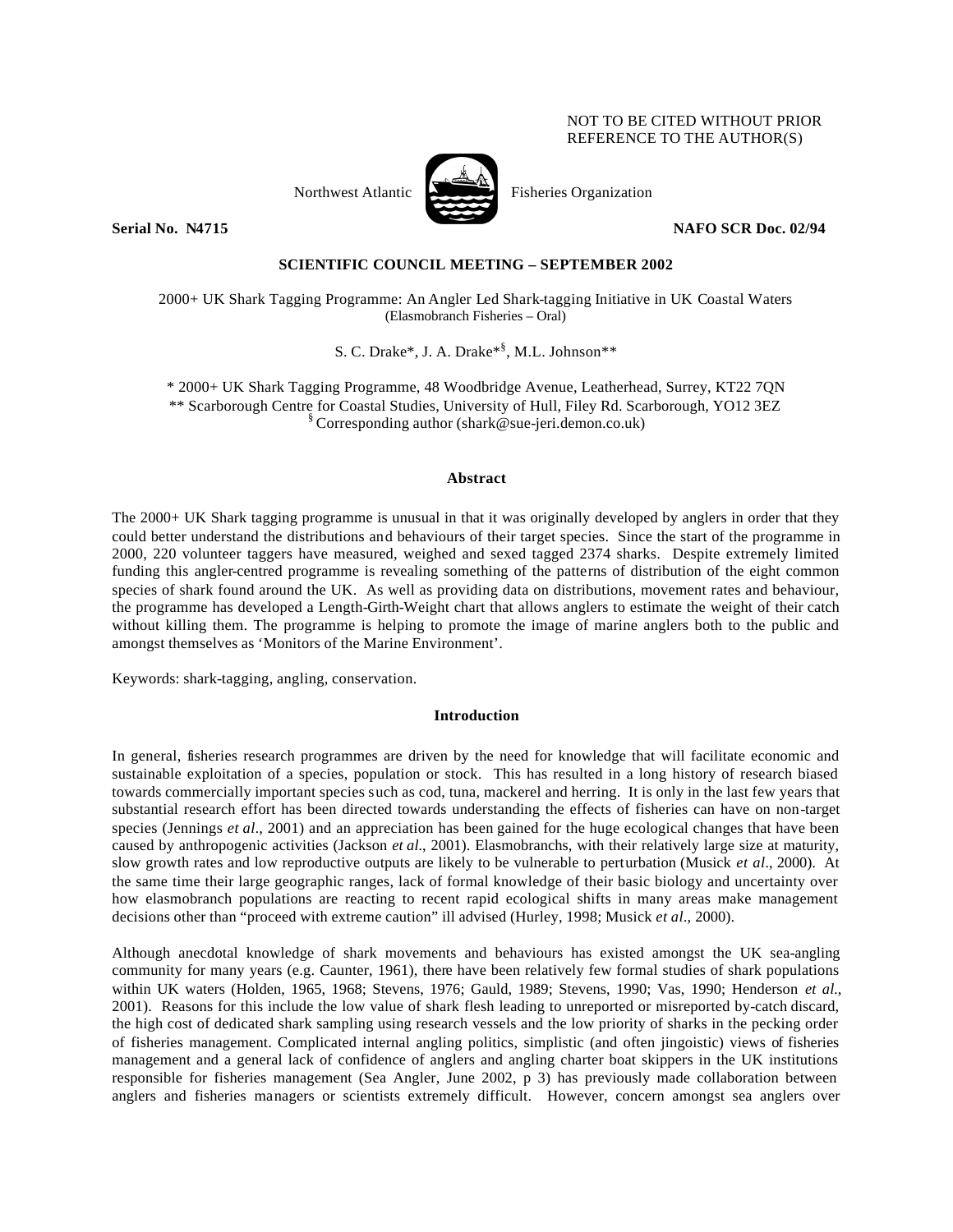NOT TO BE CITED WITHOUT PRIOR REFERENCE TO THE AUTHOR(S)

Northwest Atlantic Fisheries Organization

**Serial No. N4715** **NAFO SCR Doc. 02/94**

**SCIENTIFIC COUNCIL MEETING – SEPTEMBER 2002**

# 2000+ UK Shark Tagging Programme: An Angler Led Shark-tagging Initiative in UK Coastal Waters

(Elasmobranch Fisheries – Oral)

S. C. Drake*, J. A. Drake*§, M.L. Johnson**

\* 2000+ UK Shark Tagging Programme, 48 Woodbridge Avenue, Leatherhead, Surrey, KT22 7QN
\*\* Scarborough Centre for Coastal Studies, University of Hull, Filey Rd. Scarborough, YO12 3EZ
§ Corresponding author (shark@sue-jeri.demon.co.uk)

## Abstract

The 2000+ UK Shark tagging programme is unusual in that it was originally developed by anglers in order that they could better understand the distributions and behaviours of their target species. Since the start of the programme in 2000, 220 volunteer taggers have measured, weighed and sexed tagged 2374 sharks. Despite extremely limited funding this angler-centred programme is revealing something of the patterns of distribution of the eight common species of shark found around the UK. As well as providing data on distributions, movement rates and behaviour, the programme has developed a Length-Girth-Weight chart that allows anglers to estimate the weight of their catch without killing them. The programme is helping to promote the image of marine anglers both to the public and amongst themselves as 'Monitors of the Marine Environment'.

Keywords: shark-tagging, angling, conservation.

## Introduction

In general, fisheries research programmes are driven by the need for knowledge that will facilitate economic and sustainable exploitation of a species, population or stock. This has resulted in a long history of research biased towards commercially important species such as cod, tuna, mackerel and herring. It is only in the last few years that substantial research effort has been directed towards understanding the effects of fisheries can have on non-target species (Jennings *et al.*, 2001) and an appreciation has been gained for the huge ecological changes that have been caused by anthropogenic activities (Jackson *et al.*, 2001). Elasmobranchs, with their relatively large size at maturity, slow growth rates and low reproductive outputs are likely to be vulnerable to perturbation (Musick *et al.*, 2000). At the same time their large geographic ranges, lack of formal knowledge of their basic biology and uncertainty over how elasmobranch populations are reacting to recent rapid ecological shifts in many areas make management decisions other than "proceed with extreme caution" ill advised (Hurley, 1998; Musick *et al.*, 2000).

Although anecdotal knowledge of shark movements and behaviours has existed amongst the UK sea-angling community for many years (e.g. Caunter, 1961), there have been relatively few formal studies of shark populations within UK waters (Holden, 1965, 1968; Stevens, 1976; Gauld, 1989; Stevens, 1990; Vas, 1990; Henderson *et al.*, 2001). Reasons for this include the low value of shark flesh leading to unreported or misreported by-catch discard, the high cost of dedicated shark sampling using research vessels and the low priority of sharks in the pecking order of fisheries management. Complicated internal angling politics, simplistic (and often jingoistic) views of fisheries management and a general lack of confidence of anglers and angling charter boat skippers in the UK institutions responsible for fisheries management (Sea Angler, June 2002, p 3) has previously made collaboration between anglers and fisheries managers or scientists extremely difficult. However, concern amongst sea anglers over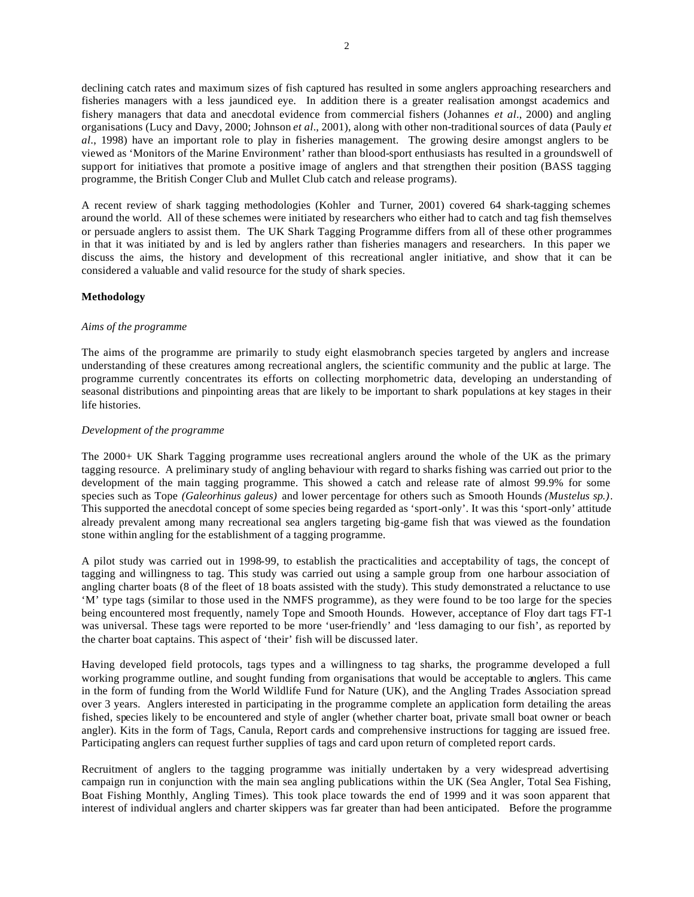declining catch rates and maximum sizes of fish captured has resulted in some anglers approaching researchers and fisheries managers with a less jaundiced eye. In addition there is a greater realisation amongst academics and fishery managers that data and anecdotal evidence from commercial fishers (Johannes *et al*., 2000) and angling organisations (Lucy and Davy, 2000; Johnson *et al*., 2001), along with other non-traditional sources of data (Pauly *et al*., 1998) have an important role to play in fisheries management. The growing desire amongst anglers to be viewed as 'Monitors of the Marine Environment' rather than blood-sport enthusiasts has resulted in a groundswell of support for initiatives that promote a positive image of anglers and that strengthen their position (BASS tagging programme, the British Conger Club and Mullet Club catch and release programs).

A recent review of shark tagging methodologies (Kohler and Turner, 2001) covered 64 shark-tagging schemes around the world. All of these schemes were initiated by researchers who either had to catch and tag fish themselves or persuade anglers to assist them. The UK Shark Tagging Programme differs from all of these other programmes in that it was initiated by and is led by anglers rather than fisheries managers and researchers. In this paper we discuss the aims, the history and development of this recreational angler initiative, and show that it can be considered a valuable and valid resource for the study of shark species.

## Methodology

### *Aims of the programme*

The aims of the programme are primarily to study eight elasmobranch species targeted by anglers and increase understanding of these creatures among recreational anglers, the scientific community and the public at large. The programme currently concentrates its efforts on collecting morphometric data, developing an understanding of seasonal distributions and pinpointing areas that are likely to be important to shark populations at key stages in their life histories.

### *Development of the programme*

The 2000+ UK Shark Tagging programme uses recreational anglers around the whole of the UK as the primary tagging resource. A preliminary study of angling behaviour with regard to sharks fishing was carried out prior to the development of the main tagging programme. This showed a catch and release rate of almost 99.9% for some species such as Tope *(Galeorhinus galeus)* and lower percentage for others such as Smooth Hounds *(Mustelus sp.)*. This supported the anecdotal concept of some species being regarded as 'sport-only'. It was this 'sport-only' attitude already prevalent among many recreational sea anglers targeting big-game fish that was viewed as the foundation stone within angling for the establishment of a tagging programme.

A pilot study was carried out in 1998-99, to establish the practicalities and acceptability of tags, the concept of tagging and willingness to tag. This study was carried out using a sample group from one harbour association of angling charter boats (8 of the fleet of 18 boats assisted with the study). This study demonstrated a reluctance to use 'M' type tags (similar to those used in the NMFS programme), as they were found to be too large for the species being encountered most frequently, namely Tope and Smooth Hounds. However, acceptance of Floy dart tags FT-1 was universal. These tags were reported to be more 'user-friendly' and 'less damaging to our fish', as reported by the charter boat captains. This aspect of 'their' fish will be discussed later.

Having developed field protocols, tags types and a willingness to tag sharks, the programme developed a full working programme outline, and sought funding from organisations that would be acceptable to anglers. This came in the form of funding from the World Wildlife Fund for Nature (UK), and the Angling Trades Association spread over 3 years. Anglers interested in participating in the programme complete an application form detailing the areas fished, species likely to be encountered and style of angler (whether charter boat, private small boat owner or beach angler). Kits in the form of Tags, Canula, Report cards and comprehensive instructions for tagging are issued free. Participating anglers can request further supplies of tags and card upon return of completed report cards.

Recruitment of anglers to the tagging programme was initially undertaken by a very widespread advertising campaign run in conjunction with the main sea angling publications within the UK (Sea Angler, Total Sea Fishing, Boat Fishing Monthly, Angling Times). This took place towards the end of 1999 and it was soon apparent that interest of individual anglers and charter skippers was far greater than had been anticipated. Before the programme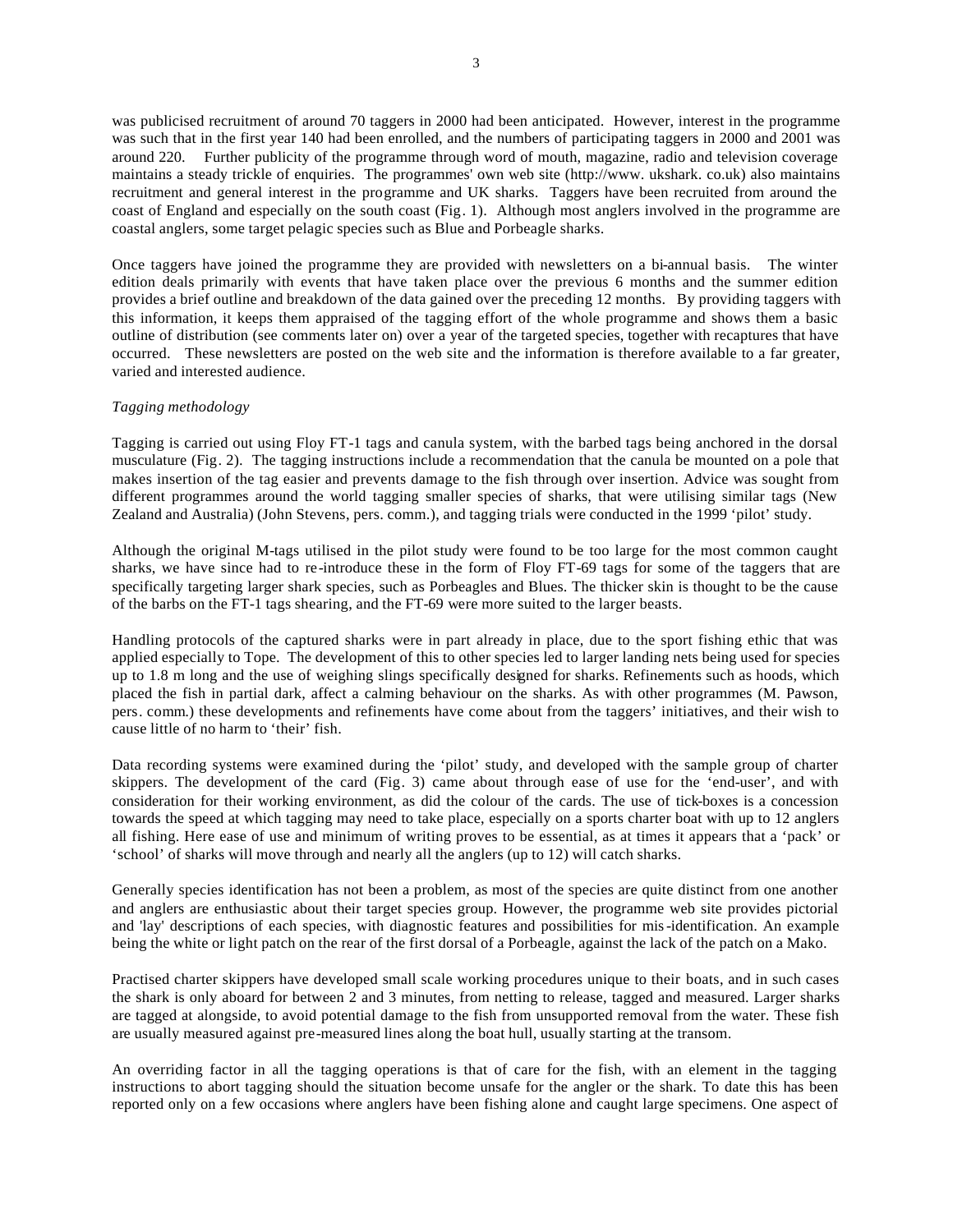was publicised recruitment of around 70 taggers in 2000 had been anticipated. However, interest in the programme was such that in the first year 140 had been enrolled, and the numbers of participating taggers in 2000 and 2001 was around 220. Further publicity of the programme through word of mouth, magazine, radio and television coverage maintains a steady trickle of enquiries. The programmes' own web site (http://www. ukshark. co.uk) also maintains recruitment and general interest in the programme and UK sharks. Taggers have been recruited from around the coast of England and especially on the south coast (Fig. 1). Although most anglers involved in the programme are coastal anglers, some target pelagic species such as Blue and Porbeagle sharks.

Once taggers have joined the programme they are provided with newsletters on a bi-annual basis. The winter edition deals primarily with events that have taken place over the previous 6 months and the summer edition provides a brief outline and breakdown of the data gained over the preceding 12 months. By providing taggers with this information, it keeps them appraised of the tagging effort of the whole programme and shows them a basic outline of distribution (see comments later on) over a year of the targeted species, together with recaptures that have occurred. These newsletters are posted on the web site and the information is therefore available to a far greater, varied and interested audience.

*Tagging methodology*

Tagging is carried out using Floy FT-1 tags and canula system, with the barbed tags being anchored in the dorsal musculature (Fig. 2). The tagging instructions include a recommendation that the canula be mounted on a pole that makes insertion of the tag easier and prevents damage to the fish through over insertion. Advice was sought from different programmes around the world tagging smaller species of sharks, that were utilising similar tags (New Zealand and Australia) (John Stevens, pers. comm.), and tagging trials were conducted in the 1999 'pilot' study.

Although the original M-tags utilised in the pilot study were found to be too large for the most common caught sharks, we have since had to re-introduce these in the form of Floy FT-69 tags for some of the taggers that are specifically targeting larger shark species, such as Porbeagles and Blues. The thicker skin is thought to be the cause of the barbs on the FT-1 tags shearing, and the FT-69 were more suited to the larger beasts.

Handling protocols of the captured sharks were in part already in place, due to the sport fishing ethic that was applied especially to Tope. The development of this to other species led to larger landing nets being used for species up to 1.8 m long and the use of weighing slings specifically designed for sharks. Refinements such as hoods, which placed the fish in partial dark, affect a calming behaviour on the sharks. As with other programmes (M. Pawson, pers. comm.) these developments and refinements have come about from the taggers' initiatives, and their wish to cause little of no harm to 'their' fish.

Data recording systems were examined during the 'pilot' study, and developed with the sample group of charter skippers. The development of the card (Fig. 3) came about through ease of use for the 'end-user', and with consideration for their working environment, as did the colour of the cards. The use of tick-boxes is a concession towards the speed at which tagging may need to take place, especially on a sports charter boat with up to 12 anglers all fishing. Here ease of use and minimum of writing proves to be essential, as at times it appears that a 'pack' or 'school' of sharks will move through and nearly all the anglers (up to 12) will catch sharks.

Generally species identification has not been a problem, as most of the species are quite distinct from one another and anglers are enthusiastic about their target species group. However, the programme web site provides pictorial and 'lay' descriptions of each species, with diagnostic features and possibilities for mis-identification. An example being the white or light patch on the rear of the first dorsal of a Porbeagle, against the lack of the patch on a Mako.

Practised charter skippers have developed small scale working procedures unique to their boats, and in such cases the shark is only aboard for between 2 and 3 minutes, from netting to release, tagged and measured. Larger sharks are tagged at alongside, to avoid potential damage to the fish from unsupported removal from the water. These fish are usually measured against pre-measured lines along the boat hull, usually starting at the transom.

An overriding factor in all the tagging operations is that of care for the fish, with an element in the tagging instructions to abort tagging should the situation become unsafe for the angler or the shark. To date this has been reported only on a few occasions where anglers have been fishing alone and caught large specimens. One aspect of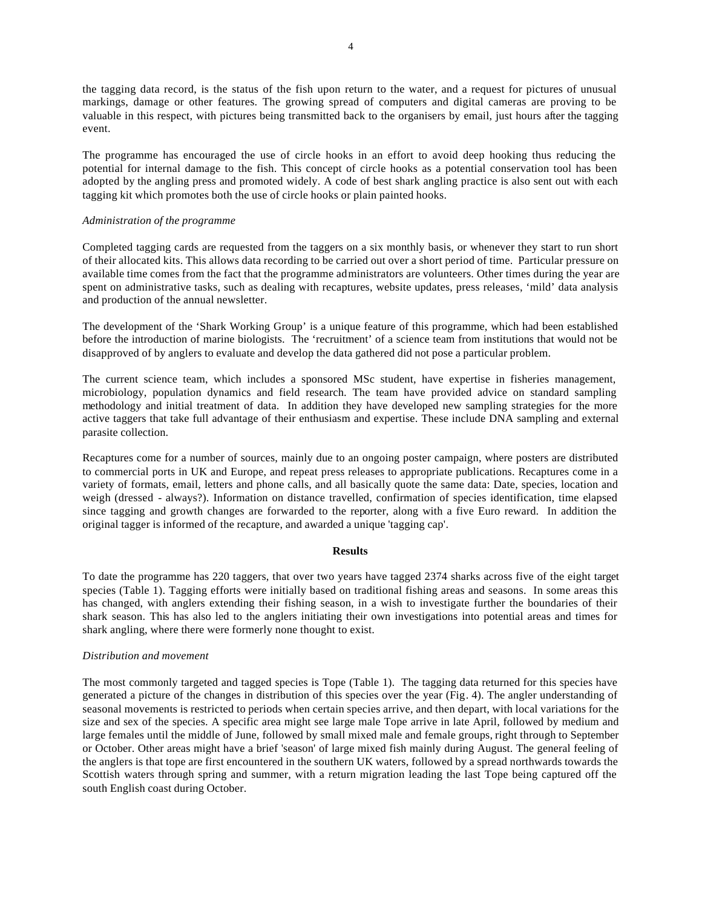the tagging data record, is the status of the fish upon return to the water, and a request for pictures of unusual markings, damage or other features. The growing spread of computers and digital cameras are proving to be valuable in this respect, with pictures being transmitted back to the organisers by email, just hours after the tagging event.

The programme has encouraged the use of circle hooks in an effort to avoid deep hooking thus reducing the potential for internal damage to the fish. This concept of circle hooks as a potential conservation tool has been adopted by the angling press and promoted widely. A code of best shark angling practice is also sent out with each tagging kit which promotes both the use of circle hooks or plain painted hooks.

*Administration of the programme*

Completed tagging cards are requested from the taggers on a six monthly basis, or whenever they start to run short of their allocated kits. This allows data recording to be carried out over a short period of time. Particular pressure on available time comes from the fact that the programme administrators are volunteers. Other times during the year are spent on administrative tasks, such as dealing with recaptures, website updates, press releases, 'mild' data analysis and production of the annual newsletter.

The development of the 'Shark Working Group' is a unique feature of this programme, which had been established before the introduction of marine biologists. The 'recruitment' of a science team from institutions that would not be disapproved of by anglers to evaluate and develop the data gathered did not pose a particular problem.

The current science team, which includes a sponsored MSc student, have expertise in fisheries management, microbiology, population dynamics and field research. The team have provided advice on standard sampling methodology and initial treatment of data. In addition they have developed new sampling strategies for the more active taggers that take full advantage of their enthusiasm and expertise. These include DNA sampling and external parasite collection.

Recaptures come for a number of sources, mainly due to an ongoing poster campaign, where posters are distributed to commercial ports in UK and Europe, and repeat press releases to appropriate publications. Recaptures come in a variety of formats, email, letters and phone calls, and all basically quote the same data: Date, species, location and weigh (dressed - always?). Information on distance travelled, confirmation of species identification, time elapsed since tagging and growth changes are forwarded to the reporter, along with a five Euro reward. In addition the original tagger is informed of the recapture, and awarded a unique 'tagging cap'.

## Results

To date the programme has 220 taggers, that over two years have tagged 2374 sharks across five of the eight target species (Table 1). Tagging efforts were initially based on traditional fishing areas and seasons. In some areas this has changed, with anglers extending their fishing season, in a wish to investigate further the boundaries of their shark season. This has also led to the anglers initiating their own investigations into potential areas and times for shark angling, where there were formerly none thought to exist.

*Distribution and movement*

The most commonly targeted and tagged species is Tope (Table 1). The tagging data returned for this species have generated a picture of the changes in distribution of this species over the year (Fig. 4). The angler understanding of seasonal movements is restricted to periods when certain species arrive, and then depart, with local variations for the size and sex of the species. A specific area might see large male Tope arrive in late April, followed by medium and large females until the middle of June, followed by small mixed male and female groups, right through to September or October. Other areas might have a brief 'season' of large mixed fish mainly during August. The general feeling of the anglers is that tope are first encountered in the southern UK waters, followed by a spread northwards towards the Scottish waters through spring and summer, with a return migration leading the last Tope being captured off the south English coast during October.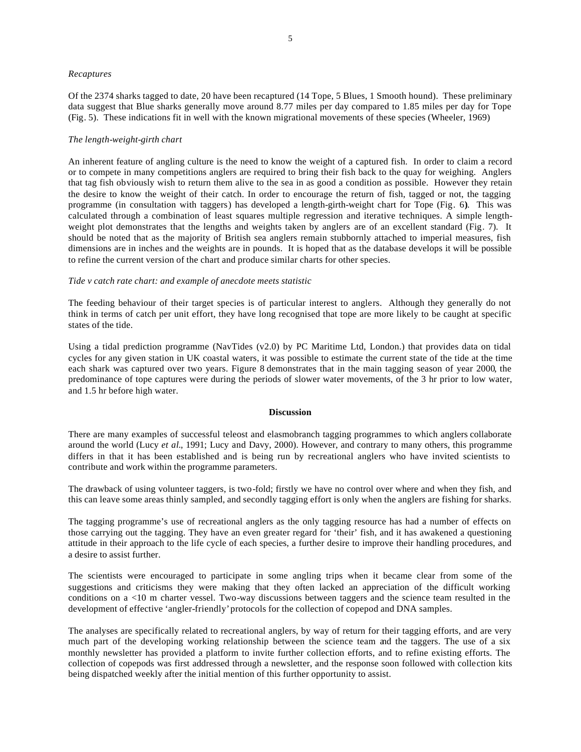*Recaptures*

Of the 2374 sharks tagged to date, 20 have been recaptured (14 Tope, 5 Blues, 1 Smooth hound). These preliminary data suggest that Blue sharks generally move around 8.77 miles per day compared to 1.85 miles per day for Tope (Fig. 5). These indications fit in well with the known migrational movements of these species (Wheeler, 1969)

*The length-weight-girth chart*

An inherent feature of angling culture is the need to know the weight of a captured fish. In order to claim a record or to compete in many competitions anglers are required to bring their fish back to the quay for weighing. Anglers that tag fish obviously wish to return them alive to the sea in as good a condition as possible. However they retain the desire to know the weight of their catch. In order to encourage the return of fish, tagged or not, the tagging programme (in consultation with taggers) has developed a length-girth-weight chart for Tope (Fig. 6**)**. This was calculated through a combination of least squares multiple regression and iterative techniques. A simple length-weight plot demonstrates that the lengths and weights taken by anglers are of an excellent standard (Fig. 7). It should be noted that as the majority of British sea anglers remain stubbornly attached to imperial measures, fish dimensions are in inches and the weights are in pounds. It is hoped that as the database develops it will be possible to refine the current version of the chart and produce similar charts for other species.

*Tide v catch rate chart: and example of anecdote meets statistic*

The feeding behaviour of their target species is of particular interest to anglers. Although they generally do not think in terms of catch per unit effort, they have long recognised that tope are more likely to be caught at specific states of the tide.

Using a tidal prediction programme (NavTides (v2.0) by PC Maritime Ltd, London.) that provides data on tidal cycles for any given station in UK coastal waters, it was possible to estimate the current state of the tide at the time each shark was captured over two years. Figure 8 demonstrates that in the main tagging season of year 2000, the predominance of tope captures were during the periods of slower water movements, of the 3 hr prior to low water, and 1.5 hr before high water.

**Discussion**

There are many examples of successful teleost and elasmobranch tagging programmes to which anglers collaborate around the world (Lucy *et al*., 1991; Lucy and Davy, 2000). However, and contrary to many others, this programme differs in that it has been established and is being run by recreational anglers who have invited scientists to contribute and work within the programme parameters.

The drawback of using volunteer taggers, is two-fold; firstly we have no control over where and when they fish, and this can leave some areas thinly sampled, and secondly tagging effort is only when the anglers are fishing for sharks.

The tagging programme's use of recreational anglers as the only tagging resource has had a number of effects on those carrying out the tagging. They have an even greater regard for 'their' fish, and it has awakened a questioning attitude in their approach to the life cycle of each species, a further desire to improve their handling procedures, and a desire to assist further.

The scientists were encouraged to participate in some angling trips when it became clear from some of the suggestions and criticisms they were making that they often lacked an appreciation of the difficult working conditions on a <10 m charter vessel. Two-way discussions between taggers and the science team resulted in the development of effective 'angler-friendly' protocols for the collection of copepod and DNA samples.

The analyses are specifically related to recreational anglers, by way of return for their tagging efforts, and are very much part of the developing working relationship between the science team and the taggers. The use of a six monthly newsletter has provided a platform to invite further collection efforts, and to refine existing efforts. The collection of copepods was first addressed through a newsletter, and the response soon followed with collection kits being dispatched weekly after the initial mention of this further opportunity to assist.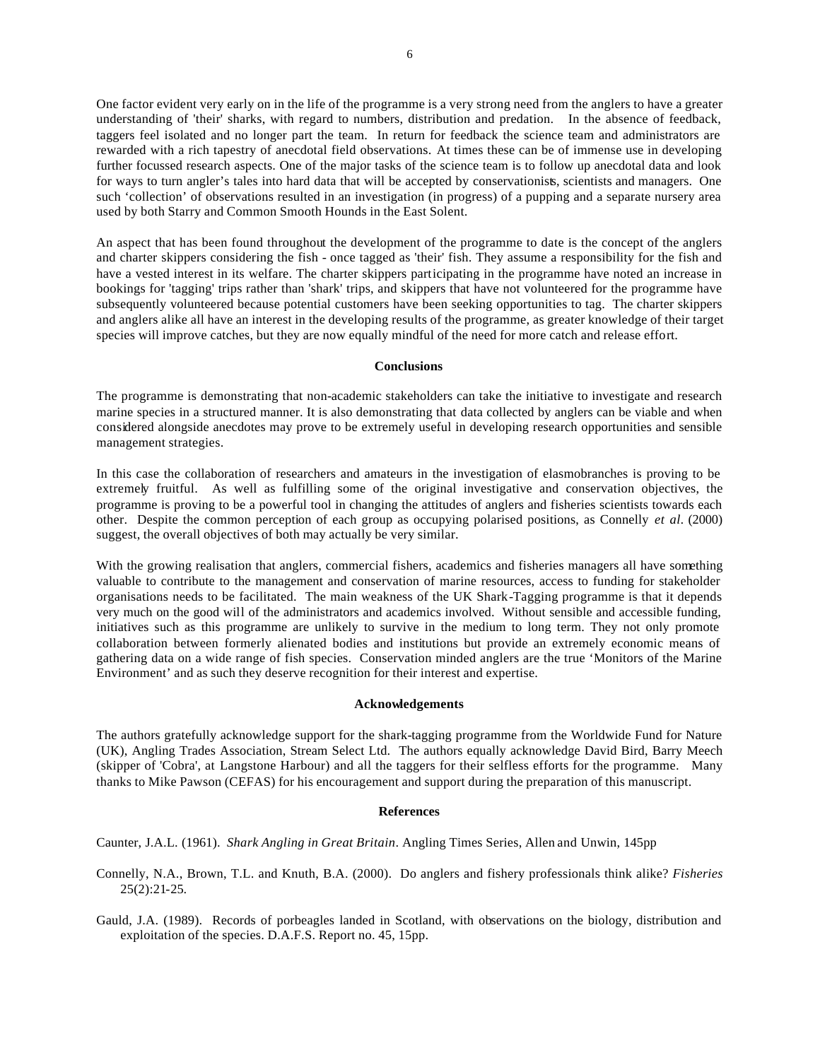One factor evident very early on in the life of the programme is a very strong need from the anglers to have a greater understanding of 'their' sharks, with regard to numbers, distribution and predation. In the absence of feedback, taggers feel isolated and no longer part the team. In return for feedback the science team and administrators are rewarded with a rich tapestry of anecdotal field observations. At times these can be of immense use in developing further focussed research aspects. One of the major tasks of the science team is to follow up anecdotal data and look for ways to turn angler's tales into hard data that will be accepted by conservationists, scientists and managers. One such 'collection' of observations resulted in an investigation (in progress) of a pupping and a separate nursery area used by both Starry and Common Smooth Hounds in the East Solent.

An aspect that has been found throughout the development of the programme to date is the concept of the anglers and charter skippers considering the fish - once tagged as 'their' fish. They assume a responsibility for the fish and have a vested interest in its welfare. The charter skippers participating in the programme have noted an increase in bookings for 'tagging' trips rather than 'shark' trips, and skippers that have not volunteered for the programme have subsequently volunteered because potential customers have been seeking opportunities to tag. The charter skippers and anglers alike all have an interest in the developing results of the programme, as greater knowledge of their target species will improve catches, but they are now equally mindful of the need for more catch and release effort.

## Conclusions

The programme is demonstrating that non-academic stakeholders can take the initiative to investigate and research marine species in a structured manner. It is also demonstrating that data collected by anglers can be viable and when considered alongside anecdotes may prove to be extremely useful in developing research opportunities and sensible management strategies.

In this case the collaboration of researchers and amateurs in the investigation of elasmobranches is proving to be extremely fruitful. As well as fulfilling some of the original investigative and conservation objectives, the programme is proving to be a powerful tool in changing the attitudes of anglers and fisheries scientists towards each other. Despite the common perception of each group as occupying polarised positions, as Connelly *et al*. (2000) suggest, the overall objectives of both may actually be very similar.

With the growing realisation that anglers, commercial fishers, academics and fisheries managers all have something valuable to contribute to the management and conservation of marine resources, access to funding for stakeholder organisations needs to be facilitated. The main weakness of the UK Shark-Tagging programme is that it depends very much on the good will of the administrators and academics involved. Without sensible and accessible funding, initiatives such as this programme are unlikely to survive in the medium to long term. They not only promote collaboration between formerly alienated bodies and institutions but provide an extremely economic means of gathering data on a wide range of fish species. Conservation minded anglers are the true 'Monitors of the Marine Environment' and as such they deserve recognition for their interest and expertise.

## Acknowledgements

The authors gratefully acknowledge support for the shark-tagging programme from the Worldwide Fund for Nature (UK), Angling Trades Association, Stream Select Ltd. The authors equally acknowledge David Bird, Barry Meech (skipper of 'Cobra', at Langstone Harbour) and all the taggers for their selfless efforts for the programme. Many thanks to Mike Pawson (CEFAS) for his encouragement and support during the preparation of this manuscript.

## References

Caunter, J.A.L. (1961). *Shark Angling in Great Britain*. Angling Times Series, Allen and Unwin, 145pp

Connelly, N.A., Brown, T.L. and Knuth, B.A. (2000). Do anglers and fishery professionals think alike? *Fisheries* 25(2):21-25.

Gauld, J.A. (1989). Records of porbeagles landed in Scotland, with observations on the biology, distribution and exploitation of the species. D.A.F.S. Report no. 45, 15pp.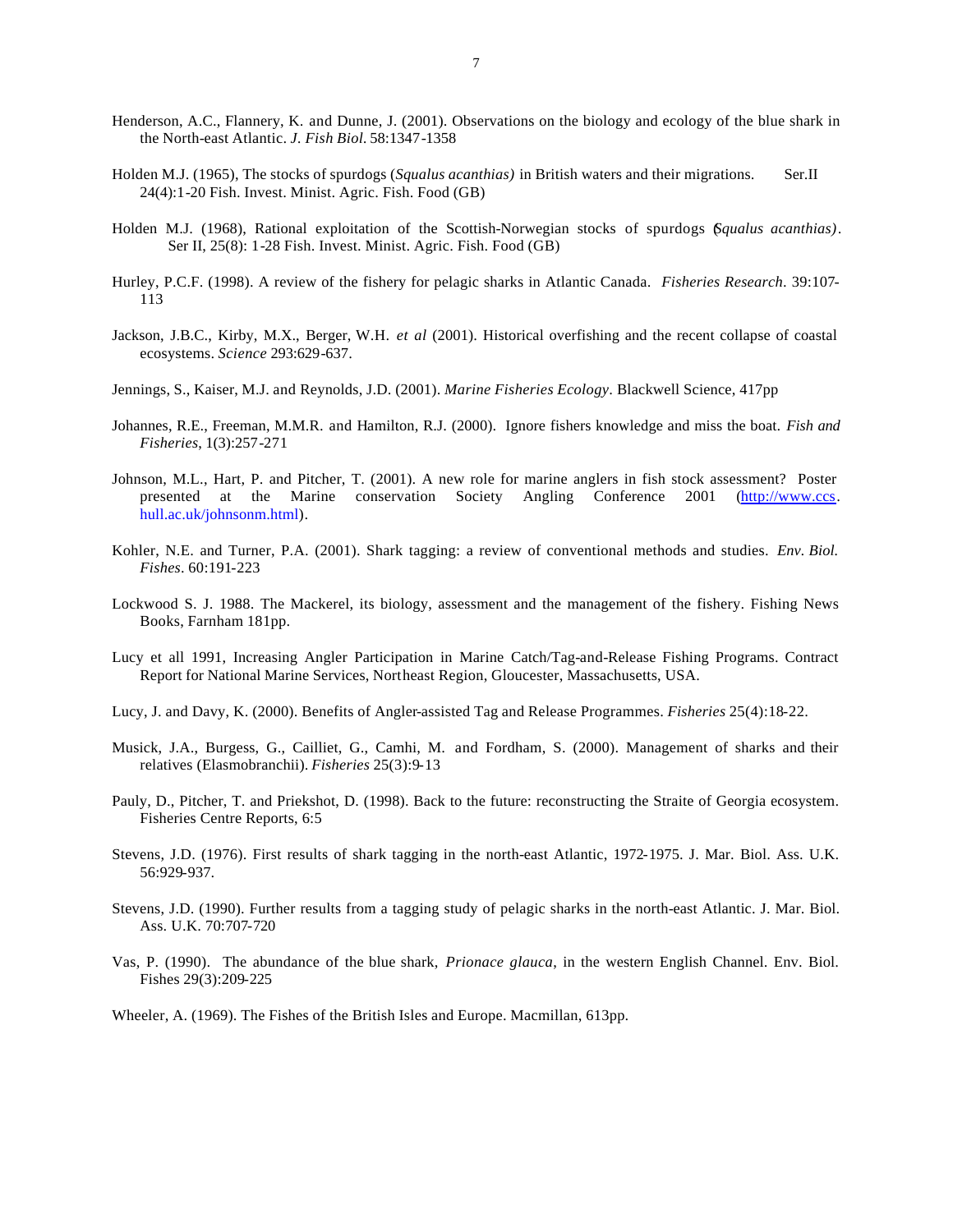Henderson, A.C., Flannery, K. and Dunne, J. (2001). Observations on the biology and ecology of the blue shark in the North-east Atlantic. *J. Fish Biol.* 58:1347-1358

Holden M.J. (1965), The stocks of spurdogs (*Squalus acanthias)* in British waters and their migrations. Ser.II 24(4):1-20 Fish. Invest. Minist. Agric. Fish. Food (GB)

Holden M.J. (1968), Rational exploitation of the Scottish-Norwegian stocks of spurdogs (*Squalus acanthias)*. Ser II, 25(8): 1-28 Fish. Invest. Minist. Agric. Fish. Food (GB)

Hurley, P.C.F. (1998). A review of the fishery for pelagic sharks in Atlantic Canada. *Fisheries Research*. 39:107-113

Jackson, J.B.C., Kirby, M.X., Berger, W.H. *et al* (2001). Historical overfishing and the recent collapse of coastal ecosystems. *Science* 293:629-637.

Jennings, S., Kaiser, M.J. and Reynolds, J.D. (2001). *Marine Fisheries Ecology*. Blackwell Science, 417pp

Johannes, R.E., Freeman, M.M.R. and Hamilton, R.J. (2000). Ignore fishers knowledge and miss the boat. *Fish and Fisheries*, 1(3):257-271

Johnson, M.L., Hart, P. and Pitcher, T. (2001). A new role for marine anglers in fish stock assessment? Poster presented at the Marine conservation Society Angling Conference 2001 (http://www.ccs.hull.ac.uk/johnsonm.html).

Kohler, N.E. and Turner, P.A. (2001). Shark tagging: a review of conventional methods and studies. *Env. Biol. Fishes*. 60:191-223

Lockwood S. J. 1988. The Mackerel, its biology, assessment and the management of the fishery. Fishing News Books, Farnham 181pp.

Lucy et all 1991, Increasing Angler Participation in Marine Catch/Tag-and-Release Fishing Programs. Contract Report for National Marine Services, Northeast Region, Gloucester, Massachusetts, USA.

Lucy, J. and Davy, K. (2000). Benefits of Angler-assisted Tag and Release Programmes. *Fisheries* 25(4):18-22.

Musick, J.A., Burgess, G., Cailliet, G., Camhi, M. and Fordham, S. (2000). Management of sharks and their relatives (Elasmobranchii). *Fisheries* 25(3):9-13

Pauly, D., Pitcher, T. and Priekshot, D. (1998). Back to the future: reconstructing the Straite of Georgia ecosystem. Fisheries Centre Reports, 6:5

Stevens, J.D. (1976). First results of shark tagging in the north-east Atlantic, 1972-1975. J. Mar. Biol. Ass. U.K. 56:929-937.

Stevens, J.D. (1990). Further results from a tagging study of pelagic sharks in the north-east Atlantic. J. Mar. Biol. Ass. U.K. 70:707-720

Vas, P. (1990). The abundance of the blue shark, *Prionace glauca*, in the western English Channel. Env. Biol. Fishes 29(3):209-225

Wheeler, A. (1969). The Fishes of the British Isles and Europe. Macmillan, 613pp.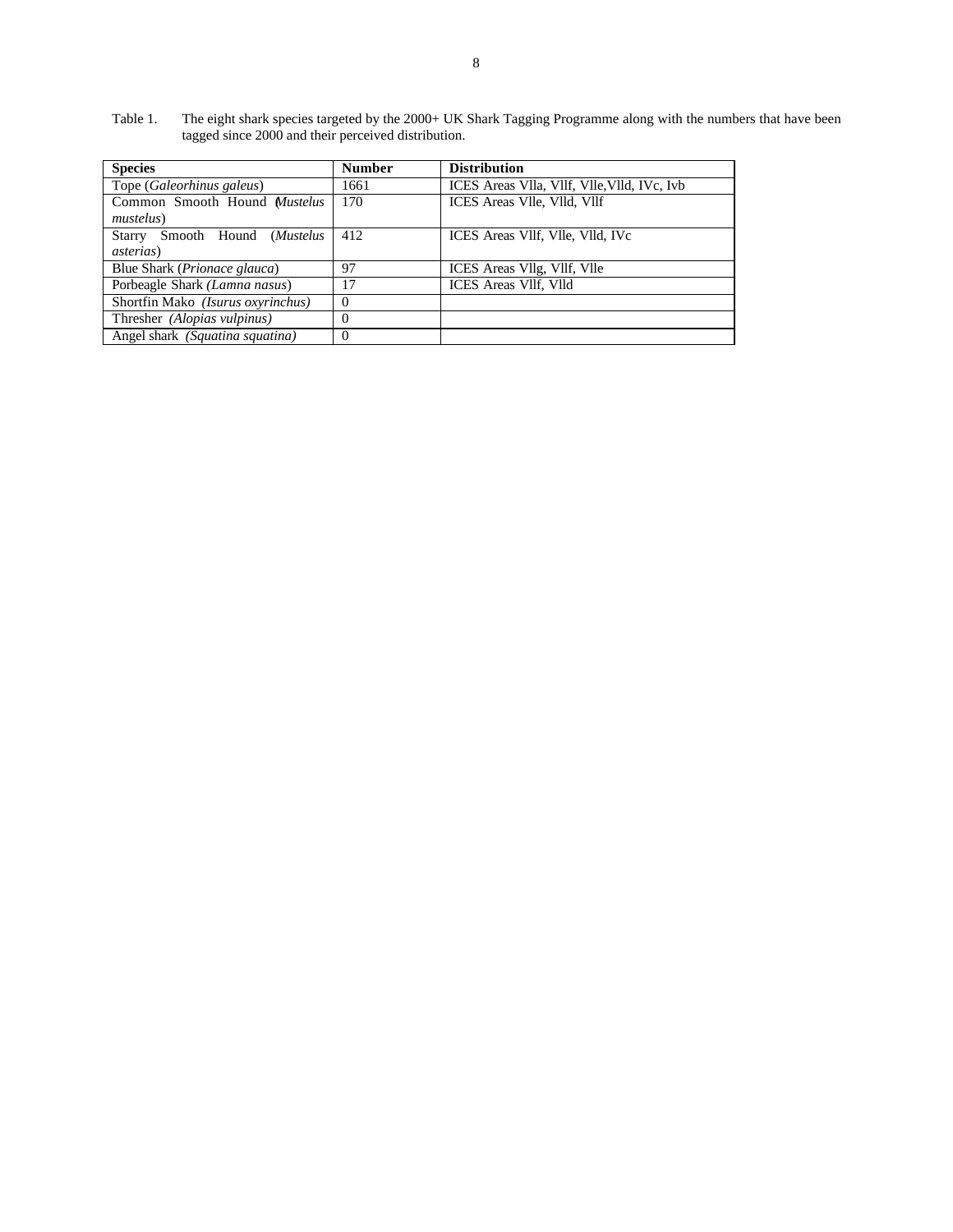Table 1. The eight shark species targeted by the 2000+ UK Shark Tagging Programme along with the numbers that have been tagged since 2000 and their perceived distribution.

| **Species** | **Number** | **Distribution** |
|---|---|---|
| Tope (*Galeorhinus galeus*) | 1661 | ICES Areas Vlla, Vllf, Vlle,Vlld, IVc, Ivb |
| Common Smooth Hound (*Mustelus mustelus*) | 170 | ICES Areas Vlle, Vlld, Vllf |
| Starry Smooth Hound (*Mustelus asterias*) | 412 | ICES Areas Vllf, Vlle, Vlld, IVc |
| Blue Shark (*Prionace glauca*) | 97 | ICES Areas Vllg, Vllf, Vlle |
| Porbeagle Shark *(Lamna nasus*) | 17 | ICES Areas Vllf, Vlld |
| Shortfin Mako *(Isurus oxyrinchus)* | 0 | |
| Thresher *(Alopias vulpinus)* | 0 | |
| Angel shark *(Squatina squatina)* | 0 | |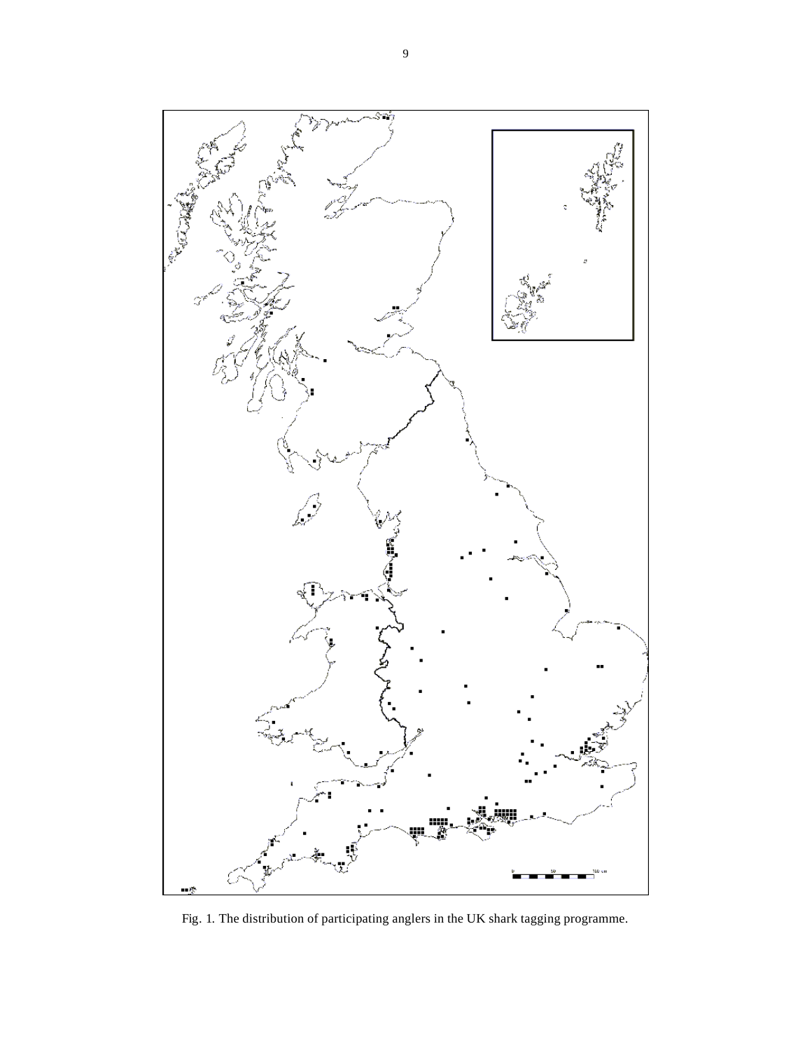Fig. 1. The distribution of participating anglers in the UK shark tagging programme.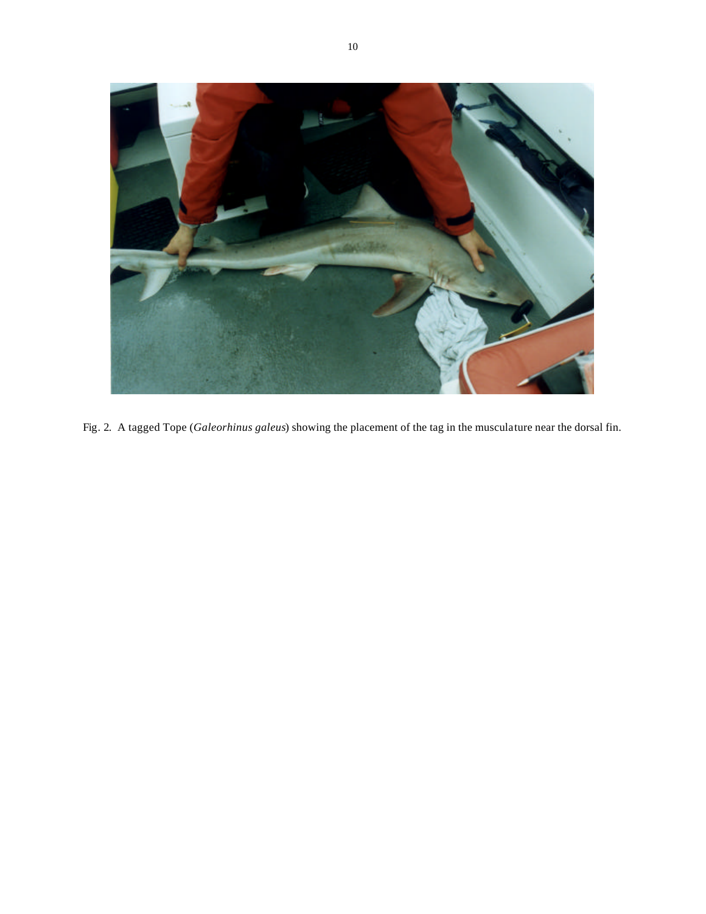Fig. 2. A tagged Tope (*Galeorhinus galeus*) showing the placement of the tag in the musculature near the dorsal fin.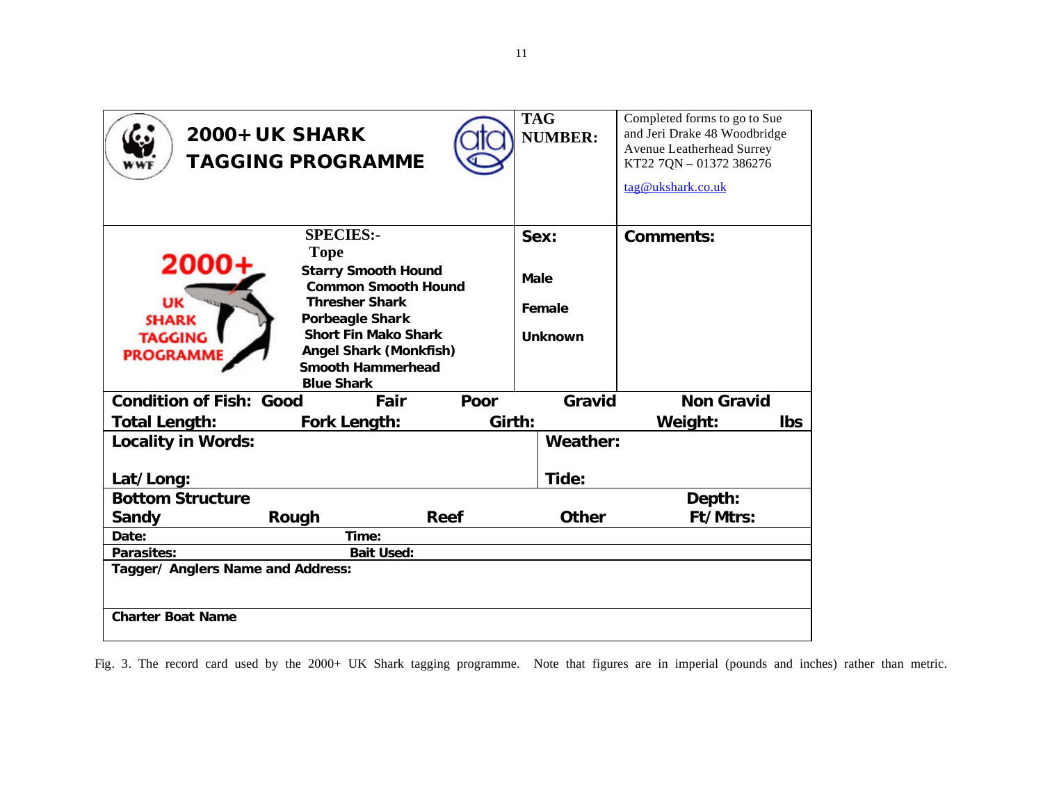| **2000+ UK SHARK TAGGING PROGRAMME** | | **TAG NUMBER:** | Completed forms to go to Sue and Jeri Drake 48 Woodbridge Avenue Leatherhead Surrey KT22 7QN – 01372 386276 tag@ukshark.co.uk |
|---|---|---|---|
| 2000+ UK SHARK TAGGING PROGRAMME | **SPECIES:-** Tope, Starry Smooth Hound, Common Smooth Hound, Thresher Shark, Porbeagle Shark, Short Fin Mako Shark, Angel Shark (Monkfish), Smooth Hammerhead, Blue Shark | **Sex:** Male, Female, Unknown | **Comments:** |

| | | | | | |
|---|---|---|---|---|---|
| **Condition of Fish: Good** | **Fair** | **Poor** | **Gravid** | **Non Gravid** | |
| **Total Length:** | **Fork Length:** | **Girth:** | | **Weight:** | **lbs** |

| | |
|---|---|
| **Locality in Words:** | **Weather:** |
| **Lat/Long:** | **Tide:** |

| | | | | |
|---|---|---|---|---|
| **Bottom Structure** | | | | **Depth:** |
| **Sandy** | **Rough** | **Reef** | **Other** | **Ft/Mtrs:** |

| | |
|---|---|
| **Date:** | **Time:** |
| **Parasites:** | **Bait Used:** |

| |
|---|
| **Tagger/ Anglers Name and Address:** |
| **Charter Boat Name** |

Fig. 3. The record card used by the 2000+ UK Shark tagging programme. Note that figures are in imperial (pounds and inches) rather than metric.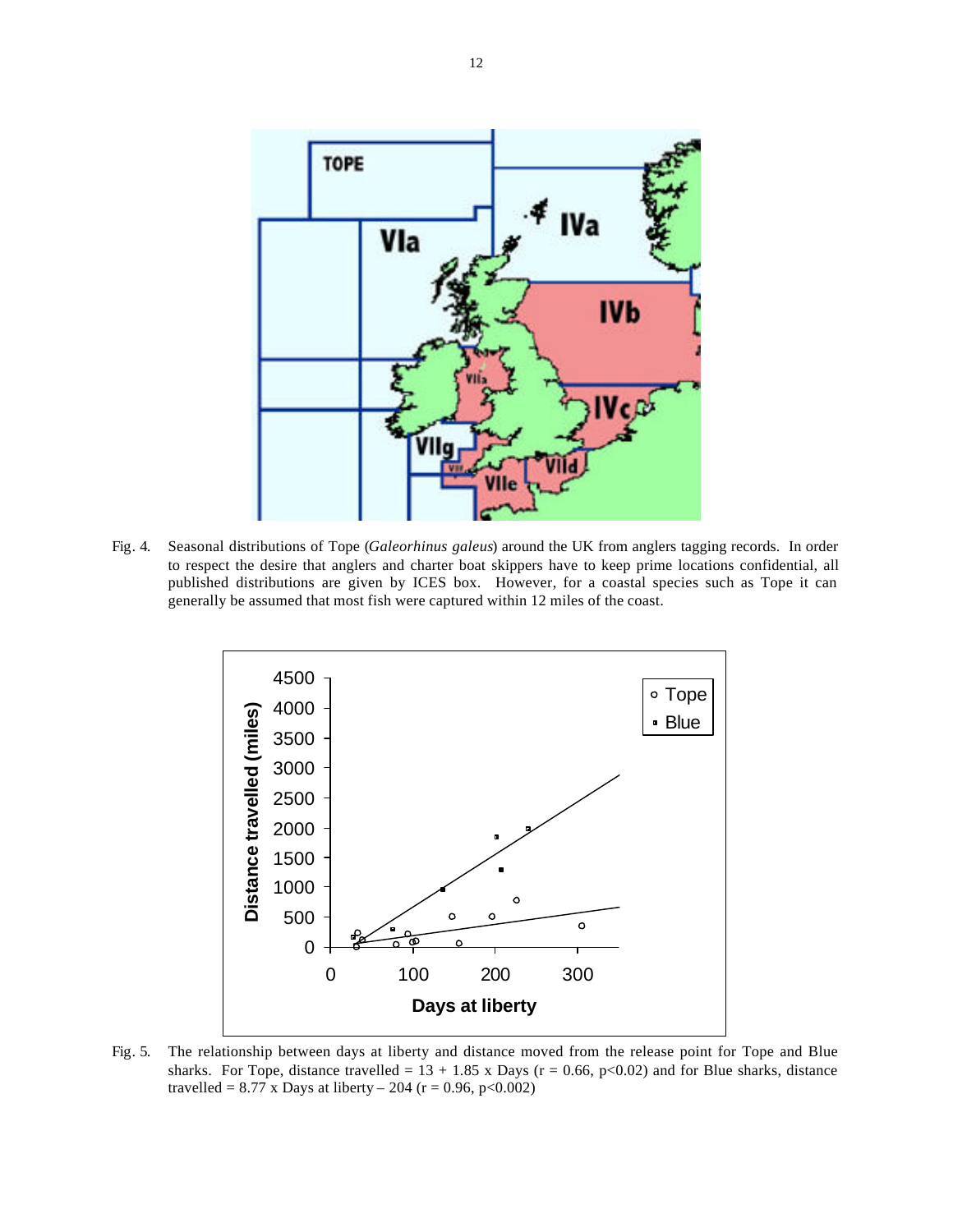Fig. 4. Seasonal distributions of Tope (*Galeorhinus galeus*) around the UK from anglers tagging records. In order to respect the desire that anglers and charter boat skippers have to keep prime locations confidential, all published distributions are given by ICES box. However, for a coastal species such as Tope it can generally be assumed that most fish were captured within 12 miles of the coast.

Fig. 5. The relationship between days at liberty and distance moved from the release point for Tope and Blue sharks. For Tope, distance travelled = 13 + 1.85 x Days ($r = 0.66$, $p<0.02$) and for Blue sharks, distance travelled = 8.77 x Days at liberty – 204 ($r = 0.96$, $p<0.002$)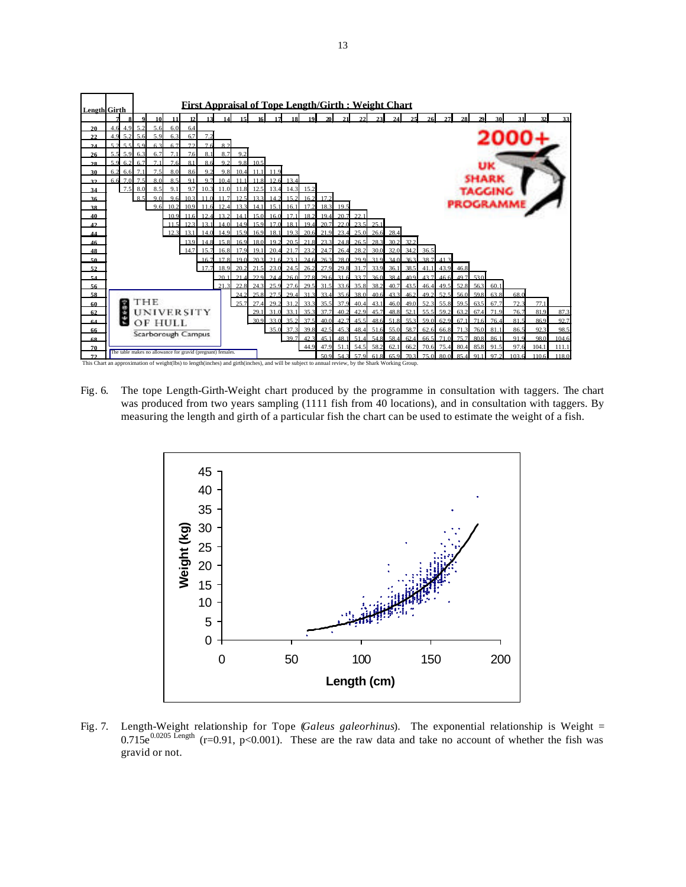**First Appraisal of Tope Length/Girth : Weight Chart**

| Length | Girth 7 | 8 | 9 | 10 | 11 | 12 | 13 | 14 | 15 | 16 | 17 | 18 | 19 | 20 | 21 | 22 | 23 | 24 | 25 | 26 | 27 | 28 | 29 | 30 | 31 | 32 | 33 |
|---|---|---|---|---|---|---|---|---|---|---|---|---|---|---|---|---|---|---|---|---|---|---|---|---|---|---|---|
| 20 | 4.6 | 4.9 | 5.2 | 5.6 | 6.0 | 6.4 | | | | | | | | | | | | | | | | | | | | | |
| 22 | 4.9 | 5.2 | 5.6 | 5.9 | 6.3 | 6.7 | 7.2 | | | | | | | | | | | | | | | | | | | | |
| 24 | 5.2 | 5.5 | 5.9 | 6.3 | 6.7 | 7.2 | 7.6 | 8.2 | | | | | | | | | | | | | | | | | | | |
| 26 | 5.5 | 5.9 | 6.3 | 6.7 | 7.1 | 7.6 | 8.1 | 8.7 | 9.2 | | | | | | | | | | | | | | | | | | |
| 28 | 5.9 | 6.2 | 6.7 | 7.1 | 7.6 | 8.1 | 8.6 | 9.2 | 9.8 | 10.5 | | | | | | | | | | | | | | | | | |
| 30 | 6.2 | 6.6 | 7.1 | 7.5 | 8.0 | 8.6 | 9.2 | 9.8 | 10.4 | 11.1 | 11.9 | | | | | | | | | | | | | | | | |
| 32 | 6.6 | 7.0 | 7.5 | 8.0 | 8.5 | 9.1 | 9.7 | 10.4 | 11.1 | 11.8 | 12.6 | 13.4 | | | | | | | | | | | | | | | |
| 34 | | 7.5 | 8.0 | 8.5 | 9.1 | 9.7 | 10.3 | 11.0 | 11.8 | 12.5 | 13.4 | 14.3 | 15.2 | | | | | | | | | | | | | | |
| 36 | | | 8.5 | 9.0 | 9.6 | 10.3 | 11.0 | 11.7 | 12.5 | 13.3 | 14.2 | 15.2 | 16.2 | 17.2 | | | | | | | | | | | | | |
| 38 | | | | 9.6 | 10.2 | 10.9 | 11.6 | 12.4 | 13.3 | 14.1 | 15.1 | 16.1 | 17.2 | 18.3 | 19.5 | | | | | | | | | | | | |
| 40 | | | | | 10.9 | 11.6 | 12.4 | 13.2 | 14.1 | 15.0 | 16.0 | 17.1 | 18.2 | 19.4 | 20.7 | 22.1 | | | | | | | | | | | |
| 42 | | | | | 11.5 | 12.3 | 13.1 | 14.0 | 14.9 | 15.9 | 17.0 | 18.1 | 19.4 | 20.7 | 22.0 | 23.5 | 25.1 | | | | | | | | | | |
| 44 | | | | | 12.3 | 13.1 | 14.0 | 14.9 | 15.9 | 16.9 | 18.1 | 19.3 | 20.6 | 21.9 | 23.4 | 25.0 | 26.6 | 28.4 | | | | | | | | | |
| 46 | | | | | | 13.9 | 14.8 | 15.8 | 16.9 | 18.0 | 19.2 | 20.5 | 21.8 | 23.3 | 24.8 | 26.5 | 28.3 | 30.2 | 32.2 | | | | | | | | |
| 48 | | | | | | 14.7 | 15.7 | 16.8 | 17.9 | 19.1 | 20.4 | 21.7 | 23.2 | 24.7 | 26.4 | 28.2 | 30.0 | 32.0 | 34.2 | 36.5 | | | | | | | |
| 50 | | | | | | | 16.7 | 17.8 | 19.0 | 20.3 | 21.6 | 23.1 | 24.6 | 26.3 | 28.0 | 29.9 | 31.9 | 34.0 | 36.3 | 38.7 | 41.3 | | | | | | |
| 52 | | | | | | | 17.7 | 18.9 | 20.2 | 21.5 | 23.0 | 24.5 | 26.2 | 27.9 | 29.8 | 31.7 | 33.9 | 36.1 | 38.5 | 41.1 | 43.9 | 46.8 | | | | | |
| 54 | | | | | | | | 20.1 | 21.4 | 22.9 | 24.4 | 26.0 | 27.8 | 29.6 | 31.6 | 33.7 | 36.0 | 38.4 | 40.9 | 43.7 | 46.6 | 49.7 | 53.0 | | | | |
| 56 | | | | | | | | 21.3 | 22.8 | 24.3 | 25.9 | 27.6 | 29.5 | 31.5 | 33.6 | 35.8 | 38.2 | 40.7 | 43.5 | 46.4 | 49.5 | 52.8 | 56.3 | 60.1 | | | |
| 58 | | | | | | | | | 24.2 | 25.8 | 27.5 | 29.4 | 31.3 | 33.4 | 35.6 | 38.0 | 40.6 | 43.3 | 46.2 | 49.2 | 52.5 | 56.0 | 59.8 | 63.8 | 68.0 | | |
| 60 | | | | | | | | | 25.7 | 27.4 | 29.2 | 31.2 | 33.3 | 35.5 | 37.9 | 40.4 | 43.1 | 46.0 | 49.0 | 52.3 | 55.8 | 59.5 | 63.5 | 67.7 | 72.3 | 77.1 | |
| 62 | | | | | | | | | | 29.1 | 31.0 | 33.1 | 35.3 | 37.7 | 40.2 | 42.9 | 45.7 | 48.8 | 52.1 | 55.5 | 59.2 | 63.2 | 67.4 | 71.9 | 76.7 | 81.9 | 87.3 |
| 64 | | | | | | | | | | 30.9 | 33.0 | 35.2 | 37.5 | 40.0 | 42.7 | 45.5 | 48.6 | 51.8 | 55.3 | 59.0 | 62.9 | 67.1 | 71.6 | 76.4 | 81.5 | 86.9 | 92.7 |
| 66 | | | | | | | | | | | 35.0 | 37.3 | 39.8 | 42.5 | 45.3 | 48.4 | 51.6 | 55.0 | 58.7 | 62.6 | 66.8 | 71.3 | 76.0 | 81.1 | 86.5 | 92.3 | 98.5 |
| 68 | | | | | | | | | | | | 39.7 | 42.3 | 45.1 | 48.1 | 51.4 | 54.8 | 58.4 | 62.4 | 66.5 | 71.0 | 75.7 | 80.8 | 86.1 | 91.9 | 98.0 | 104.6 |
| 70 | | | | | | | | | | | | | 44.9 | 47.9 | 51.1 | 54.5 | 58.2 | 62.1 | 66.2 | 70.6 | 75.4 | 80.4 | 85.8 | 91.5 | 97.6 | 104.1 | 111.1 |
| 72 | | | | | | | | | | | | | | 50.9 | 54.3 | 57.9 | 61.8 | 65.9 | 70.3 | 75.0 | 80.0 | 85.4 | 91.1 | 97.2 | 103.6 | 110.6 | 118.0 |

2000+ UK SHARK TAGGING PROGRAMME

THE UNIVERSITY OF HULL Scarborough Campus

The table makes no allowance for gravid (pregnant) females.

This Chart an approximation of weight(lbs) to length(inches) and girth(inches), and will be subject to annual review, by the Shark Working Group.

Fig. 6. The tope Length-Girth-Weight chart produced by the programme in consultation with taggers. The chart was produced from two years sampling (1111 fish from 40 locations), and in consultation with taggers. By measuring the length and girth of a particular fish the chart can be used to estimate the weight of a fish.

Fig. 7. Length-Weight relationship for Tope (*Galeus galeorhinus*). The exponential relationship is Weight = $0.715e^{0.0205\ \text{Length}}$ ($r=0.91$, $p<0.001$). These are the raw data and take no account of whether the fish was gravid or not.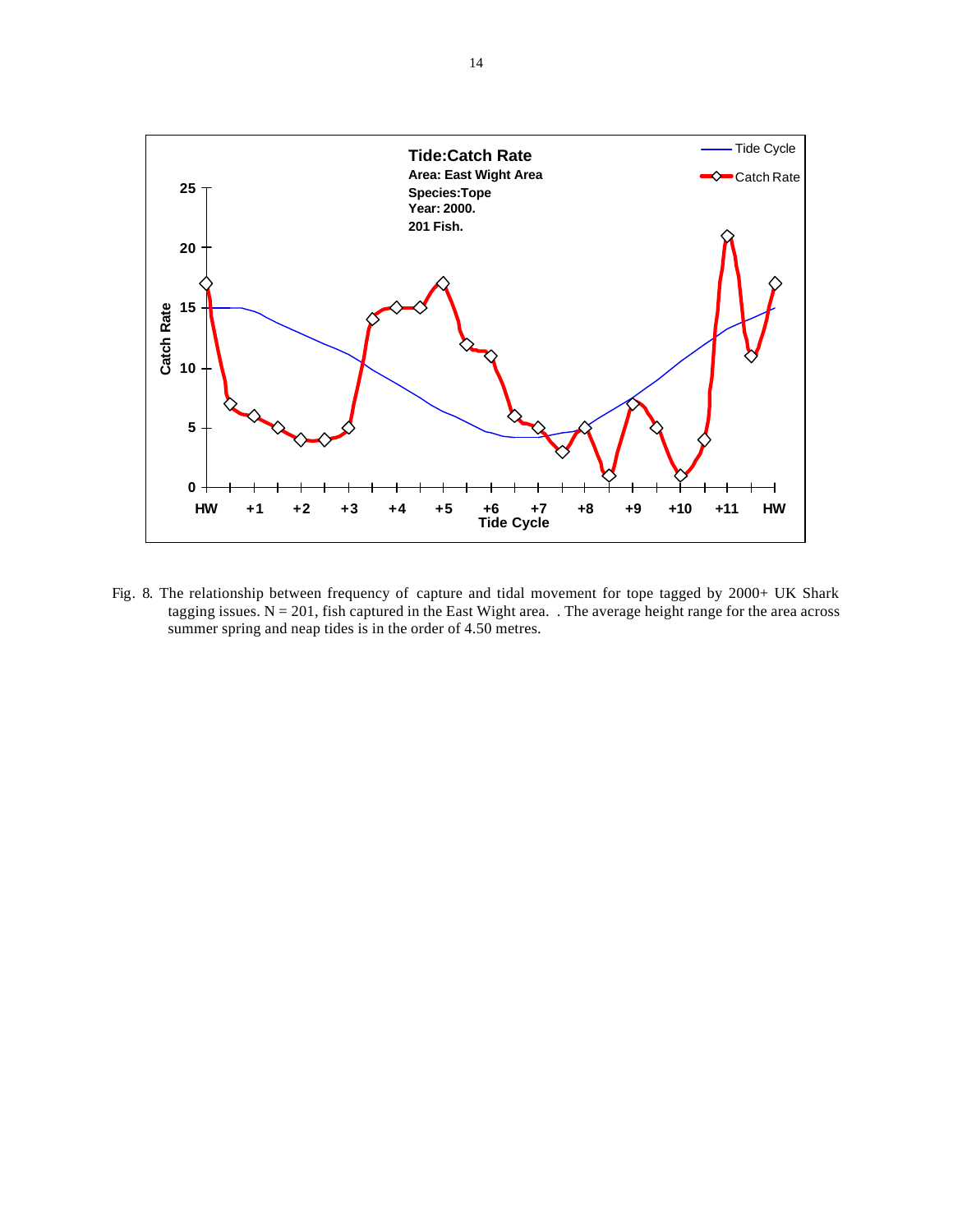Tide:Catch Rate

Area: East Wight Area

Species:Tope

Year: 2000.

201 Fish.

Tide Cycle

Catch Rate

Catch Rate

25

20

15

10

5

0

HW +1 +2 +3 +4 +5 +6 +7 +8 +9 +10 +11 HW

Tide Cycle

Fig. 8. The relationship between frequency of capture and tidal movement for tope tagged by 2000+ UK Shark tagging issues. N = 201, fish captured in the East Wight area. . The average height range for the area across summer spring and neap tides is in the order of 4.50 metres.